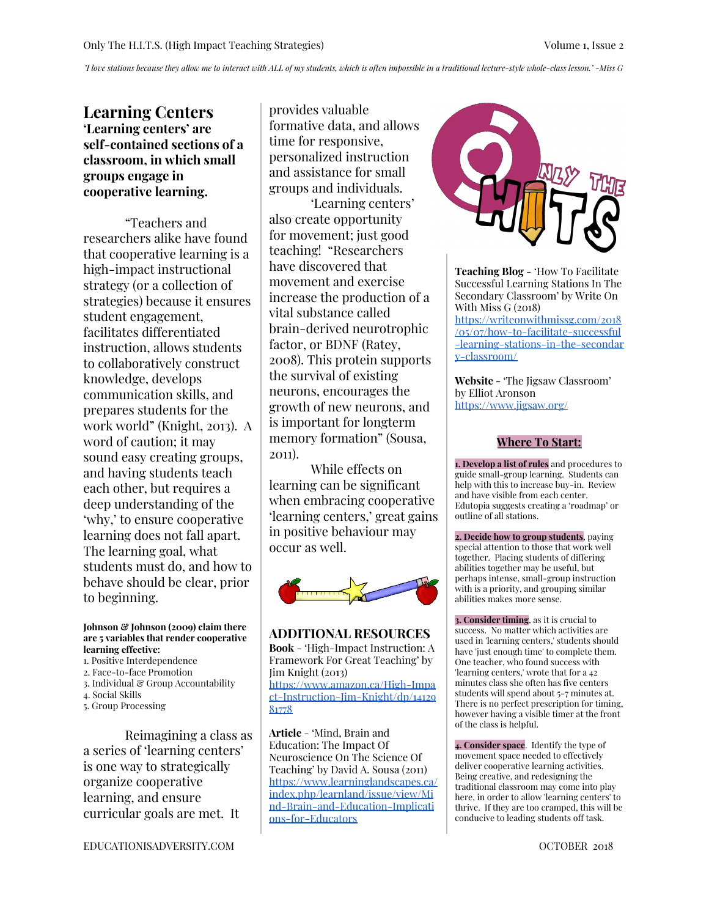*"I love stations because they allow me to interact with ALL of my students, which is often impossible in a traditional lecture-style whole-class lesson." -Miss G*

# Learning Centers

**'Learning centers' are self-contained sections of a classroom, in which small groups engage in cooperative learning.**

"Teachers and researchers alike have found that cooperative learning is a high-impact instructional strategy (or a collection of strategies) because it ensures student engagement, facilitates differentiated instruction, allows students to collaboratively construct knowledge, develops communication skills, and prepares students for the work world" (Knight, 2013). A word of caution; it may sound easy creating groups, and having students teach each other, but requires a deep understanding of the 'why,' to ensure cooperative learning does not fall apart. The learning goal, what students must do, and how to behave should be clear, prior to beginning.

**Johnson & Johnson (2009) claim there are 5 variables that render cooperative learning effective:**

1. Positive Interdependence
2. Face-to-face Promotion
3. Individual & Group Accountability
4. Social Skills
5. Group Processing

Reimagining a class as a series of 'learning centers' is one way to strategically organize cooperative learning, and ensure curricular goals are met. It provides valuable formative data, and allows time for responsive, personalized instruction and assistance for small groups and individuals.

'Learning centers' also create opportunity for movement; just good teaching! "Researchers have discovered that movement and exercise increase the production of a vital substance called brain-derived neurotrophic factor, or BDNF (Ratey, 2008). This protein supports the survival of existing neurons, encourages the growth of new neurons, and is important for longterm memory formation" (Sousa, 2011).

While effects on learning can be significant when embracing cooperative 'learning centers,' great gains in positive behaviour may occur as well.

## ADDITIONAL RESOURCES

**Book** - 'High-Impact Instruction: A Framework For Great Teaching' by Jim Knight (2013)
https://www.amazon.ca/High-Impact-Instruction-Jim-Knight/dp/1412981778

**Article** - 'Mind, Brain and Education: The Impact Of Neuroscience On The Science Of Teaching' by David A. Sousa (2011)
https://www.learninglandscapes.ca/index.php/learnland/issue/view/Mind-Brain-and-Education-Implications-for-Educators

**Teaching Blog** - 'How To Facilitate Successful Learning Stations In The Secondary Classroom' by Write On With Miss G (2018)
https://writeonwithmissg.com/2018/05/07/how-to-facilitate-successful-learning-stations-in-the-secondary-classroom/

**Website** - 'The Jigsaw Classroom' by Elliot Aronson
https://www.jigsaw.org/

## Where To Start:

**1. Develop a list of rules** and procedures to guide small-group learning. Students can help with this to increase buy-in. Review and have visible from each center. Edutopia suggests creating a 'roadmap' or outline of all stations.

**2. Decide how to group students**, paying special attention to those that work well together. Placing students of differing abilities together may be useful, but perhaps intense, small-group instruction with is a priority, and grouping similar abilities makes more sense.

**3. Consider timing**, as it is crucial to success. No matter which activities are used in 'learning centers,' students should have 'just enough time' to complete them. One teacher, who found success with 'learning centers,' wrote that for a 42 minutes class she often has five centers students will spend about 5-7 minutes at. There is no perfect prescription for timing, however having a visible timer at the front of the class is helpful.

**4. Consider space**. Identify the type of movement space needed to effectively deliver cooperative learning activities. Being creative, and redesigning the traditional classroom may come into play here, in order to allow 'learning centers' to thrive. If they are too cramped, this will be conducive to leading students off task.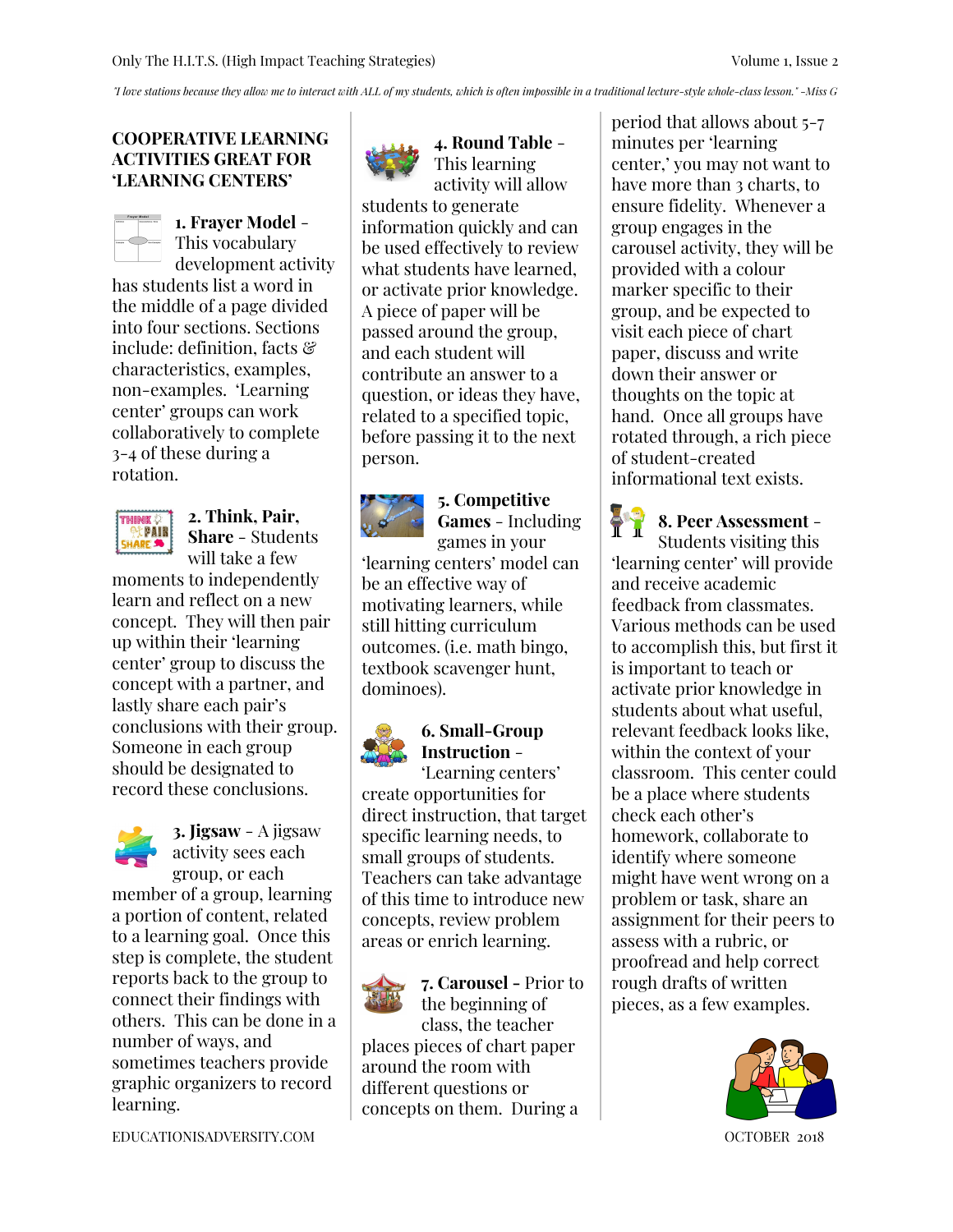*"I love stations because they allow me to interact with ALL of my students, which is often impossible in a traditional lecture-style whole-class lesson." -Miss G*

## COOPERATIVE LEARNING ACTIVITIES GREAT FOR 'LEARNING CENTERS'

**1. Frayer Model** - This vocabulary development activity has students list a word in the middle of a page divided into four sections. Sections include: definition, facts & characteristics, examples, non-examples. 'Learning center' groups can work collaboratively to complete 3-4 of these during a rotation.

**2. Think, Pair, Share** - Students will take a few moments to independently learn and reflect on a new concept. They will then pair up within their 'learning center' group to discuss the concept with a partner, and lastly share each pair's conclusions with their group. Someone in each group should be designated to record these conclusions.

**3. Jigsaw** - A jigsaw activity sees each group, or each member of a group, learning a portion of content, related to a learning goal. Once this step is complete, the student reports back to the group to connect their findings with others. This can be done in a number of ways, and sometimes teachers provide graphic organizers to record learning.

**4. Round Table** - This learning activity will allow students to generate information quickly and can be used effectively to review what students have learned, or activate prior knowledge. A piece of paper will be passed around the group, and each student will contribute an answer to a question, or ideas they have, related to a specified topic, before passing it to the next person.

**5. Competitive Games** - Including games in your 'learning centers' model can be an effective way of motivating learners, while still hitting curriculum outcomes. (i.e. math bingo, textbook scavenger hunt, dominoes).

**6. Small-Group Instruction** - 'Learning centers' create opportunities for direct instruction, that target specific learning needs, to small groups of students. Teachers can take advantage of this time to introduce new concepts, review problem areas or enrich learning.

**7. Carousel** - Prior to the beginning of class, the teacher places pieces of chart paper around the room with different questions or concepts on them. During a period that allows about 5-7 minutes per 'learning center,' you may not want to have more than 3 charts, to ensure fidelity. Whenever a group engages in the carousel activity, they will be provided with a colour marker specific to their group, and be expected to visit each piece of chart paper, discuss and write down their answer or thoughts on the topic at hand. Once all groups have rotated through, a rich piece of student-created informational text exists.

**8. Peer Assessment** - Students visiting this 'learning center' will provide and receive academic feedback from classmates. Various methods can be used to accomplish this, but first it is important to teach or activate prior knowledge in students about what useful, relevant feedback looks like, within the context of your classroom. This center could be a place where students check each other's homework, collaborate to identify where someone might have went wrong on a problem or task, share an assignment for their peers to assess with a rubric, or proofread and help correct rough drafts of written pieces, as a few examples.